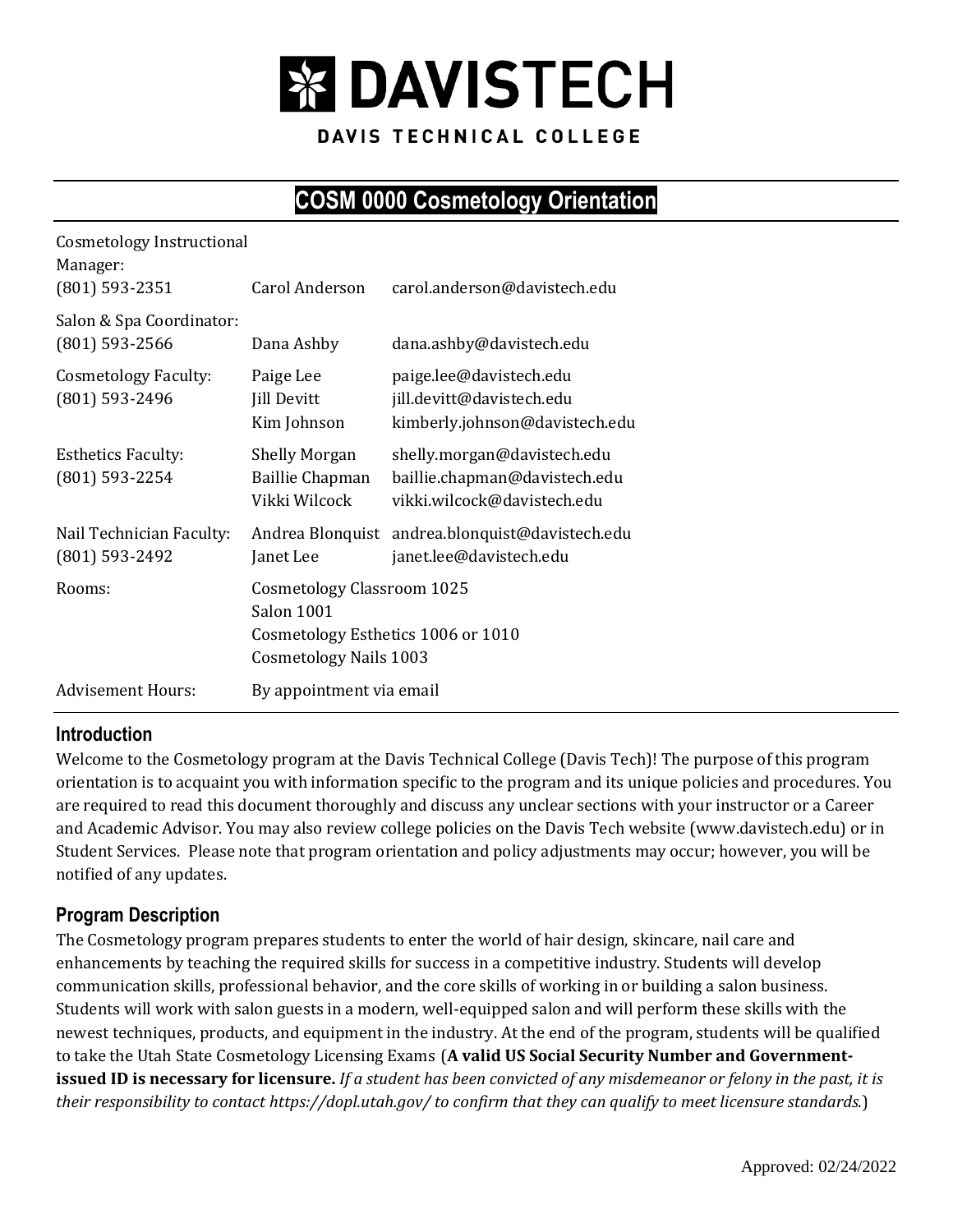# DAVISTECH

DAVIS TECHNICAL COLLEGE

## COSM 0000 Cosmetology Orientation

| | | |
|---|---|---|
| Cosmetology Instructional Manager: (801) 593-2351 | Carol Anderson | carol.anderson@davistech.edu |
| Salon & Spa Coordinator: (801) 593-2566 | Dana Ashby | dana.ashby@davistech.edu |
| Cosmetology Faculty: (801) 593-2496 | Paige Lee<br>Jill Devitt<br>Kim Johnson | paige.lee@davistech.edu<br>jill.devitt@davistech.edu<br>kimberly.johnson@davistech.edu |
| Esthetics Faculty: (801) 593-2254 | Shelly Morgan<br>Baillie Chapman<br>Vikki Wilcock | shelly.morgan@davistech.edu<br>baillie.chapman@davistech.edu<br>vikki.wilcock@davistech.edu |
| Nail Technician Faculty: (801) 593-2492 | Andrea Blonquist<br>Janet Lee | andrea.blonquist@davistech.edu<br>janet.lee@davistech.edu |
| Rooms: | Cosmetology Classroom 1025<br>Salon 1001<br>Cosmetology Esthetics 1006 or 1010<br>Cosmetology Nails 1003 | |
| Advisement Hours: | By appointment via email | |

### Introduction

Welcome to the Cosmetology program at the Davis Technical College (Davis Tech)! The purpose of this program orientation is to acquaint you with information specific to the program and its unique policies and procedures. You are required to read this document thoroughly and discuss any unclear sections with your instructor or a Career and Academic Advisor. You may also review college policies on the Davis Tech website (www.davistech.edu) or in Student Services. Please note that program orientation and policy adjustments may occur; however, you will be notified of any updates.

### Program Description

The Cosmetology program prepares students to enter the world of hair design, skincare, nail care and enhancements by teaching the required skills for success in a competitive industry. Students will develop communication skills, professional behavior, and the core skills of working in or building a salon business. Students will work with salon guests in a modern, well-equipped salon and will perform these skills with the newest techniques, products, and equipment in the industry. At the end of the program, students will be qualified to take the Utah State Cosmetology Licensing Exams (**A valid US Social Security Number and Government-issued ID is necessary for licensure.** *If a student has been convicted of any misdemeanor or felony in the past, it is their responsibility to contact https://dopl.utah.gov/ to confirm that they can qualify to meet licensure standards.*)

Approved: 02/24/2022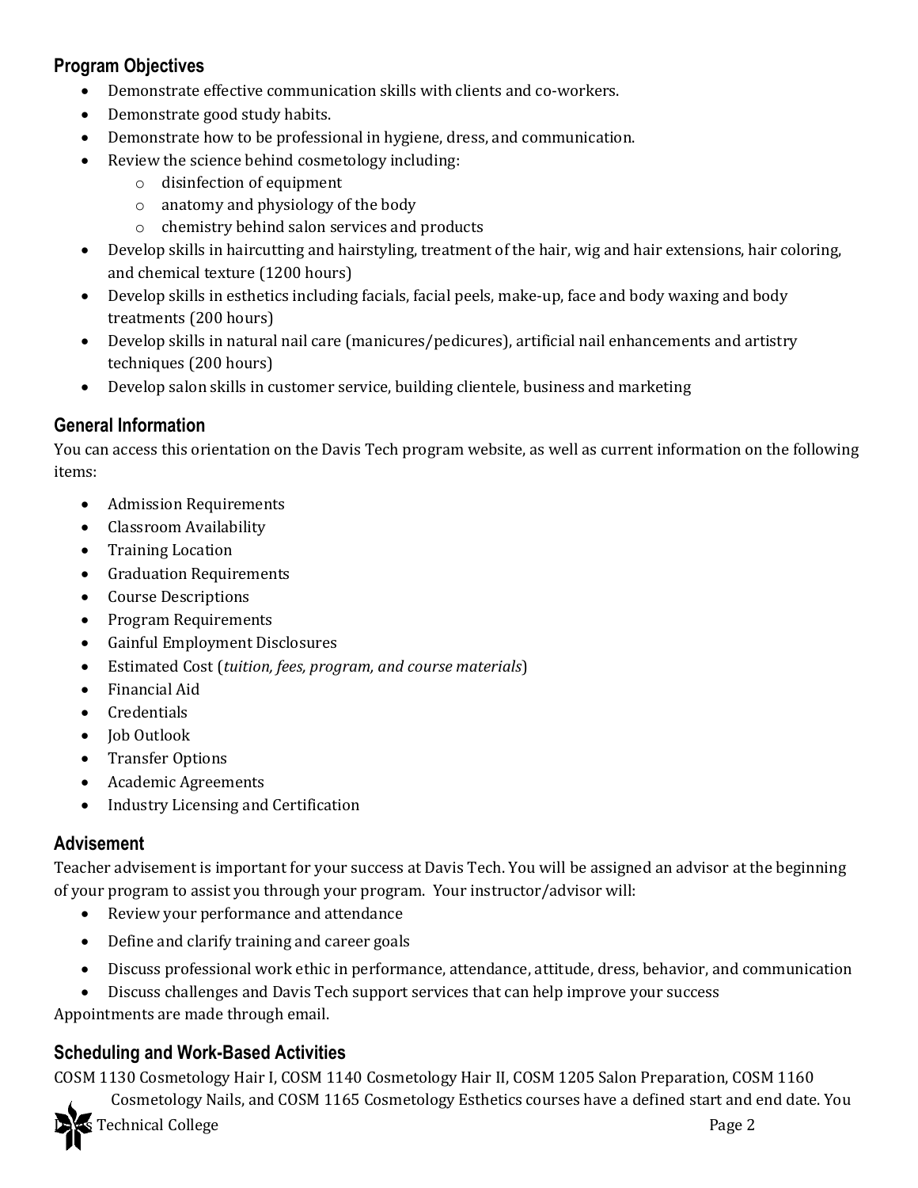## Program Objectives

- Demonstrate effective communication skills with clients and co-workers.
- Demonstrate good study habits.
- Demonstrate how to be professional in hygiene, dress, and communication.
- Review the science behind cosmetology including:
  - disinfection of equipment
  - anatomy and physiology of the body
  - chemistry behind salon services and products
- Develop skills in haircutting and hairstyling, treatment of the hair, wig and hair extensions, hair coloring, and chemical texture (1200 hours)
- Develop skills in esthetics including facials, facial peels, make-up, face and body waxing and body treatments (200 hours)
- Develop skills in natural nail care (manicures/pedicures), artificial nail enhancements and artistry techniques (200 hours)
- Develop salon skills in customer service, building clientele, business and marketing

## General Information

You can access this orientation on the Davis Tech program website, as well as current information on the following items:

- Admission Requirements
- Classroom Availability
- Training Location
- Graduation Requirements
- Course Descriptions
- Program Requirements
- Gainful Employment Disclosures
- Estimated Cost (*tuition, fees, program, and course materials*)
- Financial Aid
- Credentials
- Job Outlook
- Transfer Options
- Academic Agreements
- Industry Licensing and Certification

## Advisement

Teacher advisement is important for your success at Davis Tech. You will be assigned an advisor at the beginning of your program to assist you through your program. Your instructor/advisor will:

- Review your performance and attendance
- Define and clarify training and career goals
- Discuss professional work ethic in performance, attendance, attitude, dress, behavior, and communication
- Discuss challenges and Davis Tech support services that can help improve your success

Appointments are made through email.

## Scheduling and Work-Based Activities

COSM 1130 Cosmetology Hair I, COSM 1140 Cosmetology Hair II, COSM 1205 Salon Preparation, COSM 1160 Cosmetology Nails, and COSM 1165 Cosmetology Esthetics courses have a defined start and end date. You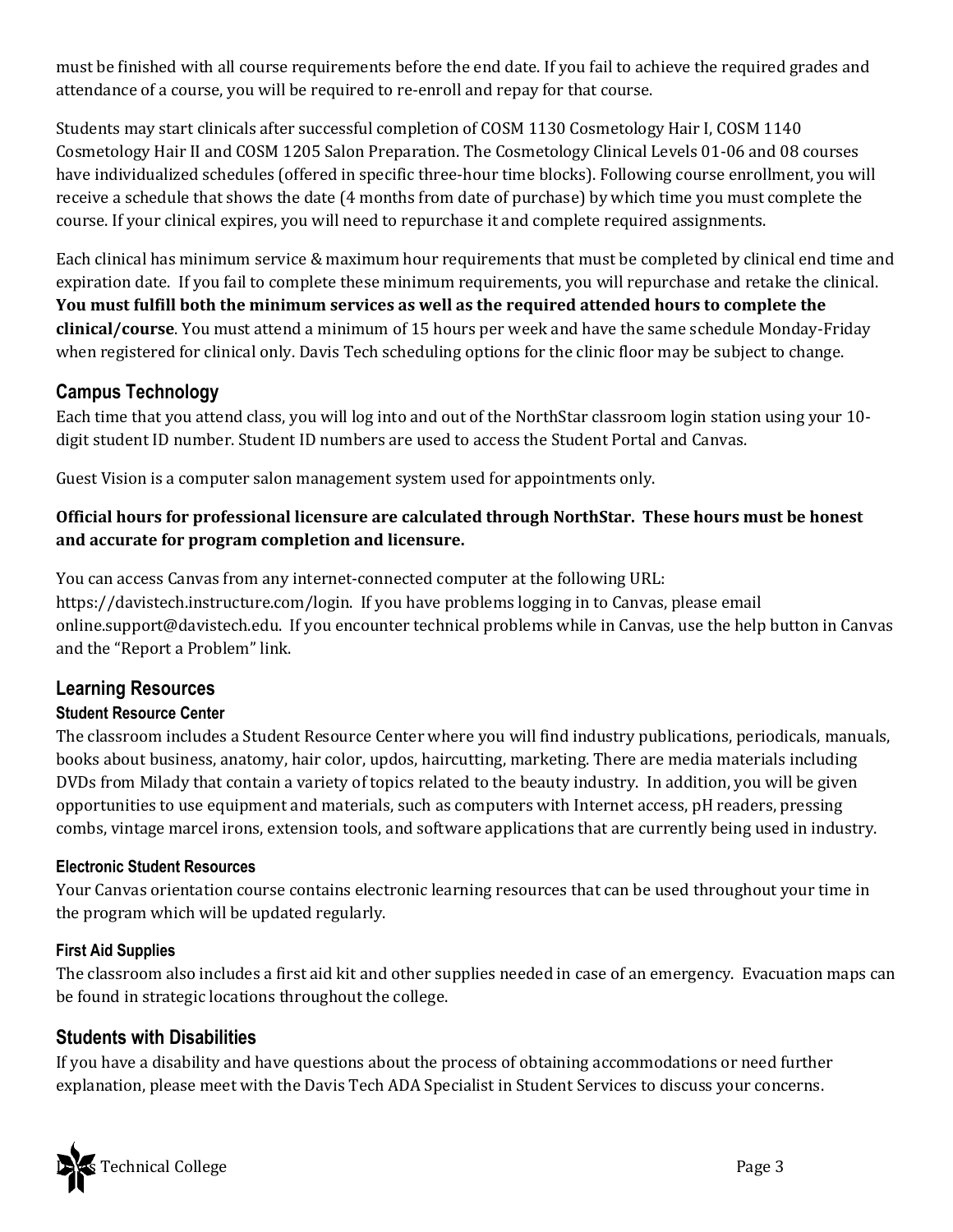must be finished with all course requirements before the end date. If you fail to achieve the required grades and attendance of a course, you will be required to re-enroll and repay for that course.

Students may start clinicals after successful completion of COSM 1130 Cosmetology Hair I, COSM 1140 Cosmetology Hair II and COSM 1205 Salon Preparation. The Cosmetology Clinical Levels 01-06 and 08 courses have individualized schedules (offered in specific three-hour time blocks). Following course enrollment, you will receive a schedule that shows the date (4 months from date of purchase) by which time you must complete the course. If your clinical expires, you will need to repurchase it and complete required assignments.

Each clinical has minimum service & maximum hour requirements that must be completed by clinical end time and expiration date. If you fail to complete these minimum requirements, you will repurchase and retake the clinical. **You must fulfill both the minimum services as well as the required attended hours to complete the clinical/course**. You must attend a minimum of 15 hours per week and have the same schedule Monday-Friday when registered for clinical only. Davis Tech scheduling options for the clinic floor may be subject to change.

## Campus Technology

Each time that you attend class, you will log into and out of the NorthStar classroom login station using your 10-digit student ID number. Student ID numbers are used to access the Student Portal and Canvas.

Guest Vision is a computer salon management system used for appointments only.

**Official hours for professional licensure are calculated through NorthStar. These hours must be honest and accurate for program completion and licensure.**

You can access Canvas from any internet-connected computer at the following URL: https://davistech.instructure.com/login. If you have problems logging in to Canvas, please email online.support@davistech.edu. If you encounter technical problems while in Canvas, use the help button in Canvas and the "Report a Problem" link.

## Learning Resources

### Student Resource Center

The classroom includes a Student Resource Center where you will find industry publications, periodicals, manuals, books about business, anatomy, hair color, updos, haircutting, marketing. There are media materials including DVDs from Milady that contain a variety of topics related to the beauty industry. In addition, you will be given opportunities to use equipment and materials, such as computers with Internet access, pH readers, pressing combs, vintage marcel irons, extension tools, and software applications that are currently being used in industry.

### Electronic Student Resources

Your Canvas orientation course contains electronic learning resources that can be used throughout your time in the program which will be updated regularly.

### First Aid Supplies

The classroom also includes a first aid kit and other supplies needed in case of an emergency. Evacuation maps can be found in strategic locations throughout the college.

## Students with Disabilities

If you have a disability and have questions about the process of obtaining accommodations or need further explanation, please meet with the Davis Tech ADA Specialist in Student Services to discuss your concerns.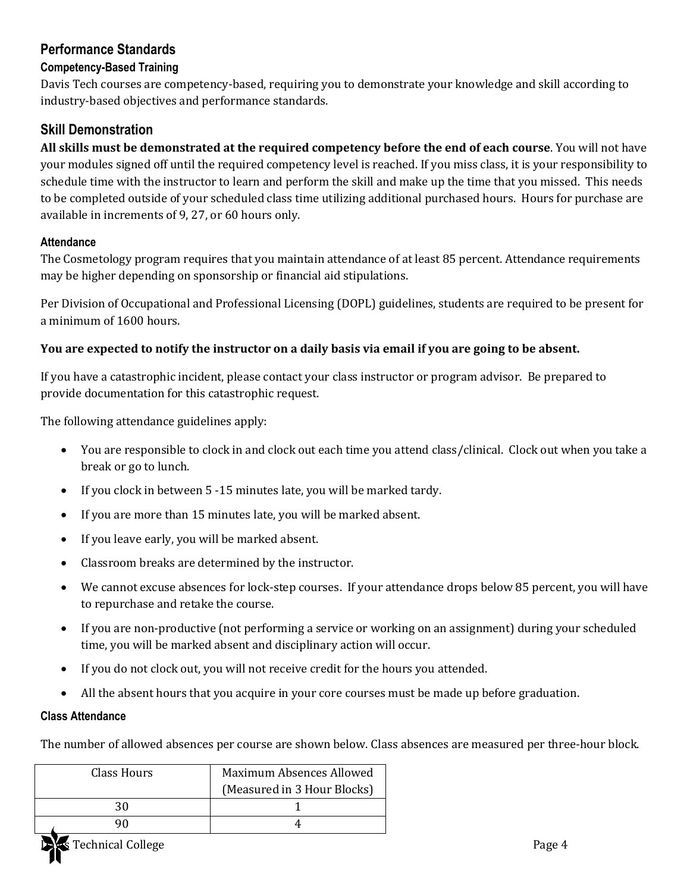## Performance Standards

### Competency-Based Training

Davis Tech courses are competency-based, requiring you to demonstrate your knowledge and skill according to industry-based objectives and performance standards.

## Skill Demonstration

**All skills must be demonstrated at the required competency before the end of each course**. You will not have your modules signed off until the required competency level is reached. If you miss class, it is your responsibility to schedule time with the instructor to learn and perform the skill and make up the time that you missed. This needs to be completed outside of your scheduled class time utilizing additional purchased hours. Hours for purchase are available in increments of 9, 27, or 60 hours only.

### Attendance

The Cosmetology program requires that you maintain attendance of at least 85 percent. Attendance requirements may be higher depending on sponsorship or financial aid stipulations.

Per Division of Occupational and Professional Licensing (DOPL) guidelines, students are required to be present for a minimum of 1600 hours.

**You are expected to notify the instructor on a daily basis via email if you are going to be absent.**

If you have a catastrophic incident, please contact your class instructor or program advisor. Be prepared to provide documentation for this catastrophic request.

The following attendance guidelines apply:

- You are responsible to clock in and clock out each time you attend class/clinical. Clock out when you take a break or go to lunch.
- If you clock in between 5 -15 minutes late, you will be marked tardy.
- If you are more than 15 minutes late, you will be marked absent.
- If you leave early, you will be marked absent.
- Classroom breaks are determined by the instructor.
- We cannot excuse absences for lock-step courses. If your attendance drops below 85 percent, you will have to repurchase and retake the course.
- If you are non-productive (not performing a service or working on an assignment) during your scheduled time, you will be marked absent and disciplinary action will occur.
- If you do not clock out, you will not receive credit for the hours you attended.
- All the absent hours that you acquire in your core courses must be made up before graduation.

### Class Attendance

The number of allowed absences per course are shown below. Class absences are measured per three-hour block.

| Class Hours | Maximum Absences Allowed (Measured in 3 Hour Blocks) |
|---|---|
| 30 | 1 |
| 90 | 4 |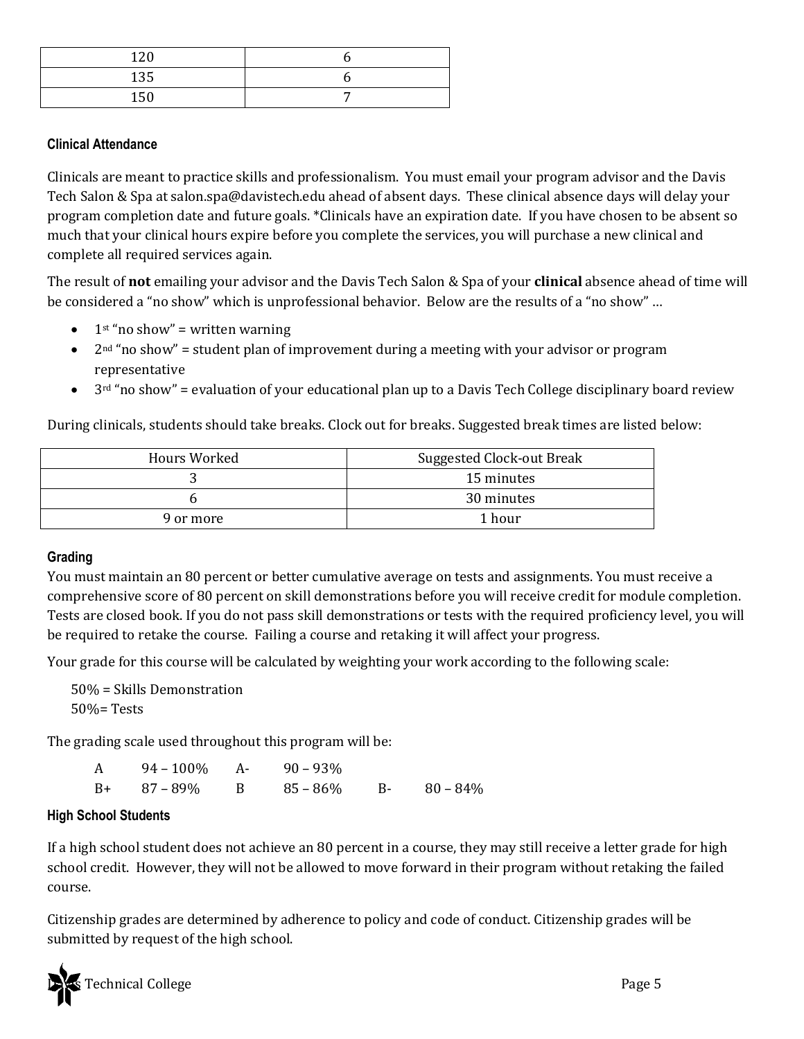| 120 | 6 |
|---|---|
| 135 | 6 |
| 150 | 7 |

#### Clinical Attendance

Clinicals are meant to practice skills and professionalism. You must email your program advisor and the Davis Tech Salon & Spa at salon.spa@davistech.edu ahead of absent days. These clinical absence days will delay your program completion date and future goals. *Clinicals have an expiration date. If you have chosen to be absent so much that your clinical hours expire before you complete the services, you will purchase a new clinical and complete all required services again.

The result of **not** emailing your advisor and the Davis Tech Salon & Spa of your **clinical** absence ahead of time will be considered a "no show" which is unprofessional behavior. Below are the results of a "no show" …

- 1st "no show" = written warning
- 2nd "no show" = student plan of improvement during a meeting with your advisor or program representative
- 3rd "no show" = evaluation of your educational plan up to a Davis Tech College disciplinary board review

During clinicals, students should take breaks. Clock out for breaks. Suggested break times are listed below:

| Hours Worked | Suggested Clock-out Break |
|---|---|
| 3 | 15 minutes |
| 6 | 30 minutes |
| 9 or more | 1 hour |

#### Grading

You must maintain an 80 percent or better cumulative average on tests and assignments. You must receive a comprehensive score of 80 percent on skill demonstrations before you will receive credit for module completion. Tests are closed book. If you do not pass skill demonstrations or tests with the required proficiency level, you will be required to retake the course. Failing a course and retaking it will affect your progress.

Your grade for this course will be calculated by weighting your work according to the following scale:

50% = Skills Demonstration
50%= Tests

The grading scale used throughout this program will be:

| | | | | | |
|---|---|---|---|---|---|
| A | 94 – 100% | A- | 90 – 93% | | |
| B+ | 87 – 89% | B | 85 – 86% | B- | 80 – 84% |

#### High School Students

If a high school student does not achieve an 80 percent in a course, they may still receive a letter grade for high school credit. However, they will not be allowed to move forward in their program without retaking the failed course.

Citizenship grades are determined by adherence to policy and code of conduct. Citizenship grades will be submitted by request of the high school.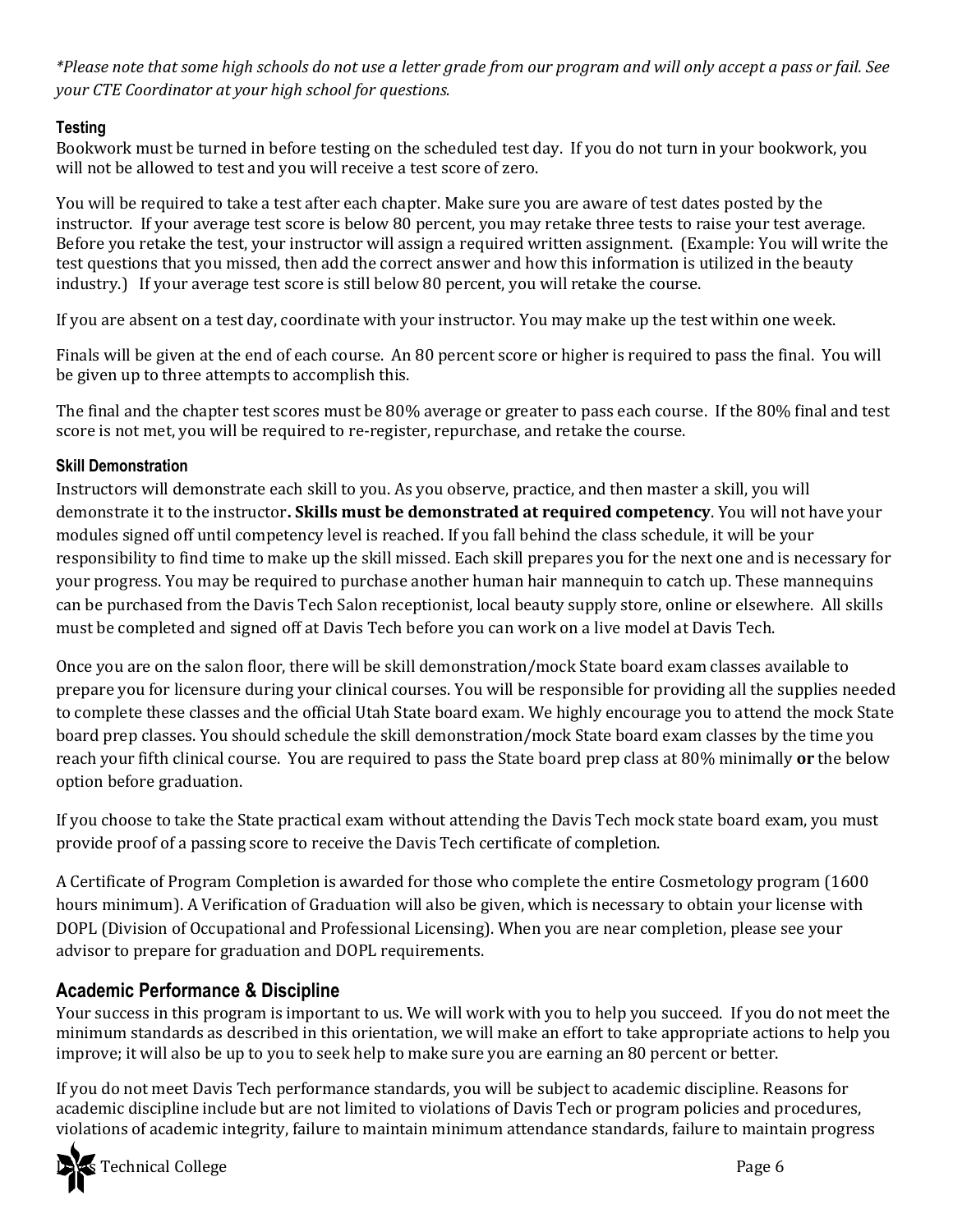*\*Please note that some high schools do not use a letter grade from our program and will only accept a pass or fail. See your CTE Coordinator at your high school for questions.*

### Testing

Bookwork must be turned in before testing on the scheduled test day. If you do not turn in your bookwork, you will not be allowed to test and you will receive a test score of zero.

You will be required to take a test after each chapter. Make sure you are aware of test dates posted by the instructor. If your average test score is below 80 percent, you may retake three tests to raise your test average. Before you retake the test, your instructor will assign a required written assignment. (Example: You will write the test questions that you missed, then add the correct answer and how this information is utilized in the beauty industry.) If your average test score is still below 80 percent, you will retake the course.

If you are absent on a test day, coordinate with your instructor. You may make up the test within one week.

Finals will be given at the end of each course. An 80 percent score or higher is required to pass the final. You will be given up to three attempts to accomplish this.

The final and the chapter test scores must be 80% average or greater to pass each course. If the 80% final and test score is not met, you will be required to re-register, repurchase, and retake the course.

### Skill Demonstration

Instructors will demonstrate each skill to you. As you observe, practice, and then master a skill, you will demonstrate it to the instructor**. Skills must be demonstrated at required competency**. You will not have your modules signed off until competency level is reached. If you fall behind the class schedule, it will be your responsibility to find time to make up the skill missed. Each skill prepares you for the next one and is necessary for your progress. You may be required to purchase another human hair mannequin to catch up. These mannequins can be purchased from the Davis Tech Salon receptionist, local beauty supply store, online or elsewhere. All skills must be completed and signed off at Davis Tech before you can work on a live model at Davis Tech.

Once you are on the salon floor, there will be skill demonstration/mock State board exam classes available to prepare you for licensure during your clinical courses. You will be responsible for providing all the supplies needed to complete these classes and the official Utah State board exam. We highly encourage you to attend the mock State board prep classes. You should schedule the skill demonstration/mock State board exam classes by the time you reach your fifth clinical course. You are required to pass the State board prep class at 80% minimally **or** the below option before graduation.

If you choose to take the State practical exam without attending the Davis Tech mock state board exam, you must provide proof of a passing score to receive the Davis Tech certificate of completion.

A Certificate of Program Completion is awarded for those who complete the entire Cosmetology program (1600 hours minimum). A Verification of Graduation will also be given, which is necessary to obtain your license with DOPL (Division of Occupational and Professional Licensing). When you are near completion, please see your advisor to prepare for graduation and DOPL requirements.

## Academic Performance & Discipline

Your success in this program is important to us. We will work with you to help you succeed. If you do not meet the minimum standards as described in this orientation, we will make an effort to take appropriate actions to help you improve; it will also be up to you to seek help to make sure you are earning an 80 percent or better.

If you do not meet Davis Tech performance standards, you will be subject to academic discipline. Reasons for academic discipline include but are not limited to violations of Davis Tech or program policies and procedures, violations of academic integrity, failure to maintain minimum attendance standards, failure to maintain progress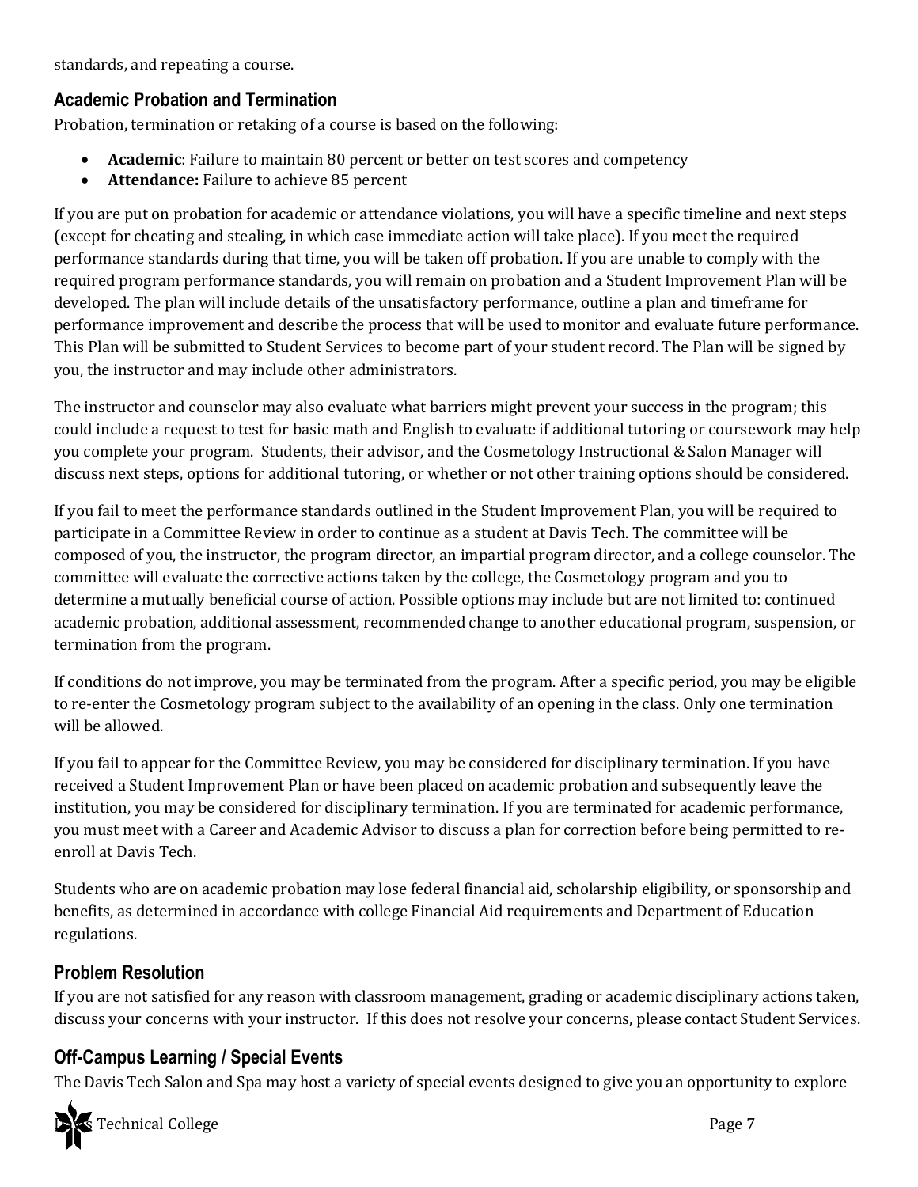standards, and repeating a course.

## Academic Probation and Termination

Probation, termination or retaking of a course is based on the following:

- **Academic**: Failure to maintain 80 percent or better on test scores and competency
- **Attendance:** Failure to achieve 85 percent

If you are put on probation for academic or attendance violations, you will have a specific timeline and next steps (except for cheating and stealing, in which case immediate action will take place). If you meet the required performance standards during that time, you will be taken off probation. If you are unable to comply with the required program performance standards, you will remain on probation and a Student Improvement Plan will be developed. The plan will include details of the unsatisfactory performance, outline a plan and timeframe for performance improvement and describe the process that will be used to monitor and evaluate future performance. This Plan will be submitted to Student Services to become part of your student record. The Plan will be signed by you, the instructor and may include other administrators.

The instructor and counselor may also evaluate what barriers might prevent your success in the program; this could include a request to test for basic math and English to evaluate if additional tutoring or coursework may help you complete your program. Students, their advisor, and the Cosmetology Instructional & Salon Manager will discuss next steps, options for additional tutoring, or whether or not other training options should be considered.

If you fail to meet the performance standards outlined in the Student Improvement Plan, you will be required to participate in a Committee Review in order to continue as a student at Davis Tech. The committee will be composed of you, the instructor, the program director, an impartial program director, and a college counselor. The committee will evaluate the corrective actions taken by the college, the Cosmetology program and you to determine a mutually beneficial course of action. Possible options may include but are not limited to: continued academic probation, additional assessment, recommended change to another educational program, suspension, or termination from the program.

If conditions do not improve, you may be terminated from the program. After a specific period, you may be eligible to re-enter the Cosmetology program subject to the availability of an opening in the class. Only one termination will be allowed.

If you fail to appear for the Committee Review, you may be considered for disciplinary termination. If you have received a Student Improvement Plan or have been placed on academic probation and subsequently leave the institution, you may be considered for disciplinary termination. If you are terminated for academic performance, you must meet with a Career and Academic Advisor to discuss a plan for correction before being permitted to re-enroll at Davis Tech.

Students who are on academic probation may lose federal financial aid, scholarship eligibility, or sponsorship and benefits, as determined in accordance with college Financial Aid requirements and Department of Education regulations.

## Problem Resolution

If you are not satisfied for any reason with classroom management, grading or academic disciplinary actions taken, discuss your concerns with your instructor. If this does not resolve your concerns, please contact Student Services.

## Off-Campus Learning / Special Events

The Davis Tech Salon and Spa may host a variety of special events designed to give you an opportunity to explore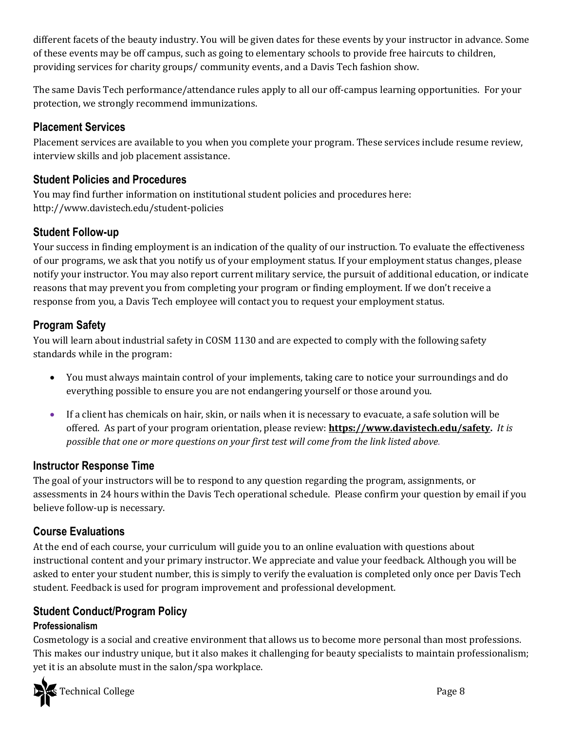different facets of the beauty industry. You will be given dates for these events by your instructor in advance. Some of these events may be off campus, such as going to elementary schools to provide free haircuts to children, providing services for charity groups/ community events, and a Davis Tech fashion show.

The same Davis Tech performance/attendance rules apply to all our off-campus learning opportunities. For your protection, we strongly recommend immunizations.

## Placement Services

Placement services are available to you when you complete your program. These services include resume review, interview skills and job placement assistance.

## Student Policies and Procedures

You may find further information on institutional student policies and procedures here: http://www.davistech.edu/student-policies

## Student Follow-up

Your success in finding employment is an indication of the quality of our instruction. To evaluate the effectiveness of our programs, we ask that you notify us of your employment status. If your employment status changes, please notify your instructor. You may also report current military service, the pursuit of additional education, or indicate reasons that may prevent you from completing your program or finding employment. If we don't receive a response from you, a Davis Tech employee will contact you to request your employment status.

## Program Safety

You will learn about industrial safety in COSM 1130 and are expected to comply with the following safety standards while in the program:

- You must always maintain control of your implements, taking care to notice your surroundings and do everything possible to ensure you are not endangering yourself or those around you.
- If a client has chemicals on hair, skin, or nails when it is necessary to evacuate, a safe solution will be offered. As part of your program orientation, please review: **https://www.davistech.edu/safety.** *It is possible that one or more questions on your first test will come from the link listed above.*

## Instructor Response Time

The goal of your instructors will be to respond to any question regarding the program, assignments, or assessments in 24 hours within the Davis Tech operational schedule. Please confirm your question by email if you believe follow-up is necessary.

## Course Evaluations

At the end of each course, your curriculum will guide you to an online evaluation with questions about instructional content and your primary instructor. We appreciate and value your feedback. Although you will be asked to enter your student number, this is simply to verify the evaluation is completed only once per Davis Tech student. Feedback is used for program improvement and professional development.

## Student Conduct/Program Policy

### Professionalism

Cosmetology is a social and creative environment that allows us to become more personal than most professions. This makes our industry unique, but it also makes it challenging for beauty specialists to maintain professionalism; yet it is an absolute must in the salon/spa workplace.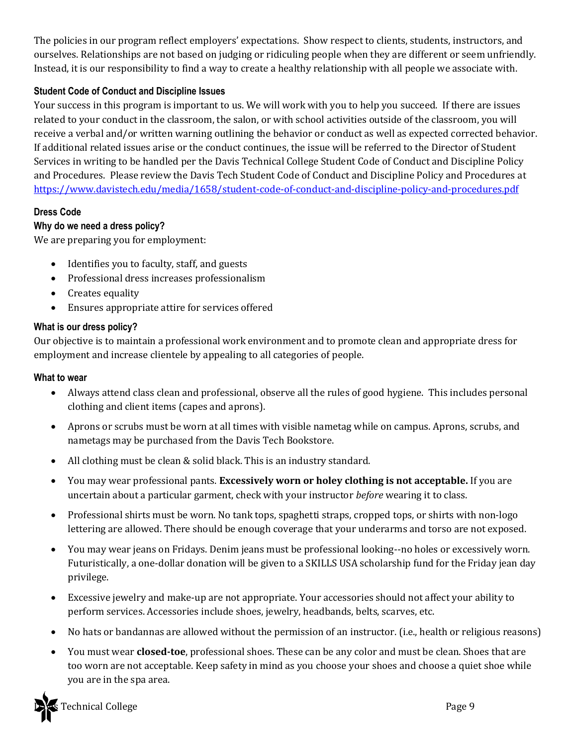The policies in our program reflect employers' expectations. Show respect to clients, students, instructors, and ourselves. Relationships are not based on judging or ridiculing people when they are different or seem unfriendly. Instead, it is our responsibility to find a way to create a healthy relationship with all people we associate with.

#### Student Code of Conduct and Discipline Issues

Your success in this program is important to us. We will work with you to help you succeed. If there are issues related to your conduct in the classroom, the salon, or with school activities outside of the classroom, you will receive a verbal and/or written warning outlining the behavior or conduct as well as expected corrected behavior. If additional related issues arise or the conduct continues, the issue will be referred to the Director of Student Services in writing to be handled per the Davis Technical College Student Code of Conduct and Discipline Policy and Procedures. Please review the Davis Tech Student Code of Conduct and Discipline Policy and Procedures at [https://www.davistech.edu/media/1658/student-code-of-conduct-and-discipline-policy-and-procedures.pdf](https://www.davistech.edu/media/1658/student-code-of-conduct-and-discipline-policy-and-procedures.pdf)

#### Dress Code

#### Why do we need a dress policy?

We are preparing you for employment:

- Identifies you to faculty, staff, and guests
- Professional dress increases professionalism
- Creates equality
- Ensures appropriate attire for services offered

#### What is our dress policy?

Our objective is to maintain a professional work environment and to promote clean and appropriate dress for employment and increase clientele by appealing to all categories of people.

#### What to wear

- Always attend class clean and professional, observe all the rules of good hygiene. This includes personal clothing and client items (capes and aprons).
- Aprons or scrubs must be worn at all times with visible nametag while on campus. Aprons, scrubs, and nametags may be purchased from the Davis Tech Bookstore.
- All clothing must be clean & solid black. This is an industry standard.
- You may wear professional pants. **Excessively worn or holey clothing is not acceptable.** If you are uncertain about a particular garment, check with your instructor *before* wearing it to class.
- Professional shirts must be worn. No tank tops, spaghetti straps, cropped tops, or shirts with non-logo lettering are allowed. There should be enough coverage that your underarms and torso are not exposed.
- You may wear jeans on Fridays. Denim jeans must be professional looking--no holes or excessively worn. Futuristically, a one-dollar donation will be given to a SKILLS USA scholarship fund for the Friday jean day privilege.
- Excessive jewelry and make-up are not appropriate. Your accessories should not affect your ability to perform services. Accessories include shoes, jewelry, headbands, belts, scarves, etc.
- No hats or bandannas are allowed without the permission of an instructor. (i.e., health or religious reasons)
- You must wear **closed-toe**, professional shoes. These can be any color and must be clean. Shoes that are too worn are not acceptable. Keep safety in mind as you choose your shoes and choose a quiet shoe while you are in the spa area.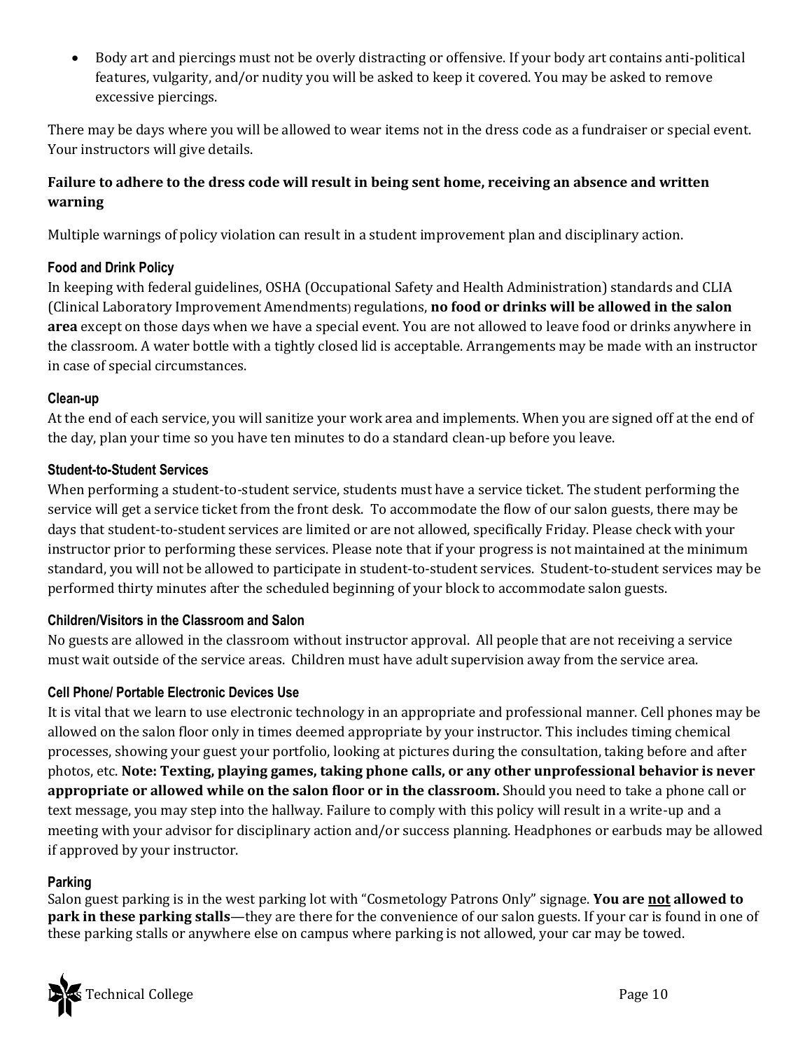- Body art and piercings must not be overly distracting or offensive. If your body art contains anti-political features, vulgarity, and/or nudity you will be asked to keep it covered. You may be asked to remove excessive piercings.

There may be days where you will be allowed to wear items not in the dress code as a fundraiser or special event. Your instructors will give details.

**Failure to adhere to the dress code will result in being sent home, receiving an absence and written warning**

Multiple warnings of policy violation can result in a student improvement plan and disciplinary action.

### Food and Drink Policy

In keeping with federal guidelines, OSHA (Occupational Safety and Health Administration) standards and CLIA (Clinical Laboratory Improvement Amendments) regulations, **no food or drinks will be allowed in the salon area** except on those days when we have a special event. You are not allowed to leave food or drinks anywhere in the classroom. A water bottle with a tightly closed lid is acceptable. Arrangements may be made with an instructor in case of special circumstances.

### Clean-up

At the end of each service, you will sanitize your work area and implements. When you are signed off at the end of the day, plan your time so you have ten minutes to do a standard clean-up before you leave.

### Student-to-Student Services

When performing a student-to-student service, students must have a service ticket. The student performing the service will get a service ticket from the front desk. To accommodate the flow of our salon guests, there may be days that student-to-student services are limited or are not allowed, specifically Friday. Please check with your instructor prior to performing these services. Please note that if your progress is not maintained at the minimum standard, you will not be allowed to participate in student-to-student services. Student-to-student services may be performed thirty minutes after the scheduled beginning of your block to accommodate salon guests.

### Children/Visitors in the Classroom and Salon

No guests are allowed in the classroom without instructor approval. All people that are not receiving a service must wait outside of the service areas. Children must have adult supervision away from the service area.

### Cell Phone/ Portable Electronic Devices Use

It is vital that we learn to use electronic technology in an appropriate and professional manner. Cell phones may be allowed on the salon floor only in times deemed appropriate by your instructor. This includes timing chemical processes, showing your guest your portfolio, looking at pictures during the consultation, taking before and after photos, etc. **Note: Texting, playing games, taking phone calls, or any other unprofessional behavior is never appropriate or allowed while on the salon floor or in the classroom.** Should you need to take a phone call or text message, you may step into the hallway. Failure to comply with this policy will result in a write-up and a meeting with your advisor for disciplinary action and/or success planning. Headphones or earbuds may be allowed if approved by your instructor.

### Parking

Salon guest parking is in the west parking lot with "Cosmetology Patrons Only" signage. **You are <u>not</u> allowed to park in these parking stalls**—they are there for the convenience of our salon guests. If your car is found in one of these parking stalls or anywhere else on campus where parking is not allowed, your car may be towed.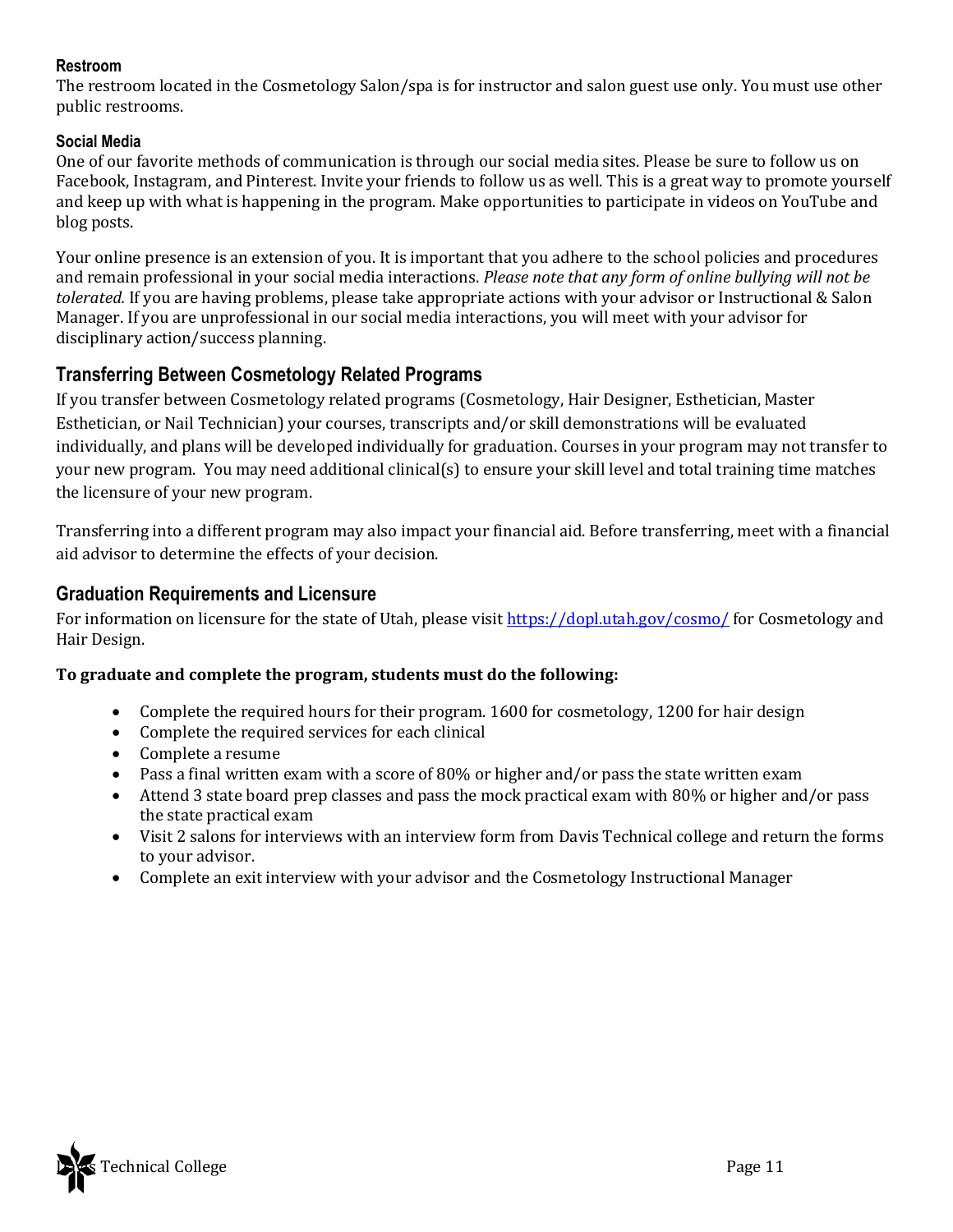### Restroom

The restroom located in the Cosmetology Salon/spa is for instructor and salon guest use only. You must use other public restrooms.

### Social Media

One of our favorite methods of communication is through our social media sites. Please be sure to follow us on Facebook, Instagram, and Pinterest. Invite your friends to follow us as well. This is a great way to promote yourself and keep up with what is happening in the program. Make opportunities to participate in videos on YouTube and blog posts.

Your online presence is an extension of you. It is important that you adhere to the school policies and procedures and remain professional in your social media interactions. *Please note that any form of online bullying will not be tolerated.* If you are having problems, please take appropriate actions with your advisor or Instructional & Salon Manager. If you are unprofessional in our social media interactions, you will meet with your advisor for disciplinary action/success planning.

## Transferring Between Cosmetology Related Programs

If you transfer between Cosmetology related programs (Cosmetology, Hair Designer, Esthetician, Master Esthetician, or Nail Technician) your courses, transcripts and/or skill demonstrations will be evaluated individually, and plans will be developed individually for graduation. Courses in your program may not transfer to your new program. You may need additional clinical(s) to ensure your skill level and total training time matches the licensure of your new program.

Transferring into a different program may also impact your financial aid. Before transferring, meet with a financial aid advisor to determine the effects of your decision.

## Graduation Requirements and Licensure

For information on licensure for the state of Utah, please visit https://dopl.utah.gov/cosmo/ for Cosmetology and Hair Design.

**To graduate and complete the program, students must do the following:**

- Complete the required hours for their program. 1600 for cosmetology, 1200 for hair design
- Complete the required services for each clinical
- Complete a resume
- Pass a final written exam with a score of 80% or higher and/or pass the state written exam
- Attend 3 state board prep classes and pass the mock practical exam with 80% or higher and/or pass the state practical exam
- Visit 2 salons for interviews with an interview form from Davis Technical college and return the forms to your advisor.
- Complete an exit interview with your advisor and the Cosmetology Instructional Manager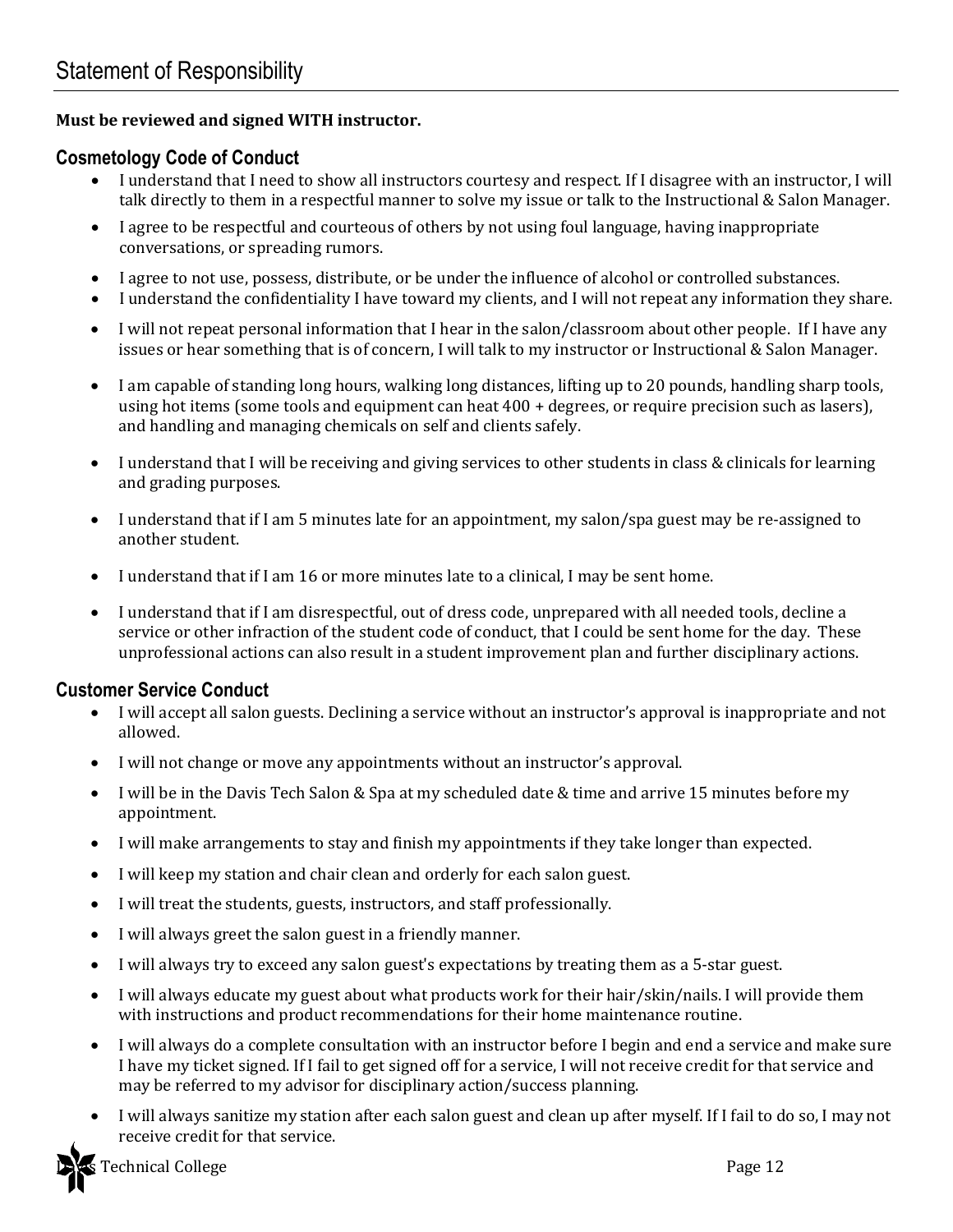# Statement of Responsibility

**Must be reviewed and signed WITH instructor.**

## Cosmetology Code of Conduct

- I understand that I need to show all instructors courtesy and respect. If I disagree with an instructor, I will talk directly to them in a respectful manner to solve my issue or talk to the Instructional & Salon Manager.
- I agree to be respectful and courteous of others by not using foul language, having inappropriate conversations, or spreading rumors.
- I agree to not use, possess, distribute, or be under the influence of alcohol or controlled substances.
- I understand the confidentiality I have toward my clients, and I will not repeat any information they share.
- I will not repeat personal information that I hear in the salon/classroom about other people. If I have any issues or hear something that is of concern, I will talk to my instructor or Instructional & Salon Manager.
- I am capable of standing long hours, walking long distances, lifting up to 20 pounds, handling sharp tools, using hot items (some tools and equipment can heat 400 + degrees, or require precision such as lasers), and handling and managing chemicals on self and clients safely.
- I understand that I will be receiving and giving services to other students in class & clinicals for learning and grading purposes.
- I understand that if I am 5 minutes late for an appointment, my salon/spa guest may be re-assigned to another student.
- I understand that if I am 16 or more minutes late to a clinical, I may be sent home.
- I understand that if I am disrespectful, out of dress code, unprepared with all needed tools, decline a service or other infraction of the student code of conduct, that I could be sent home for the day. These unprofessional actions can also result in a student improvement plan and further disciplinary actions.

## Customer Service Conduct

- I will accept all salon guests. Declining a service without an instructor's approval is inappropriate and not allowed.
- I will not change or move any appointments without an instructor's approval.
- I will be in the Davis Tech Salon & Spa at my scheduled date & time and arrive 15 minutes before my appointment.
- I will make arrangements to stay and finish my appointments if they take longer than expected.
- I will keep my station and chair clean and orderly for each salon guest.
- I will treat the students, guests, instructors, and staff professionally.
- I will always greet the salon guest in a friendly manner.
- I will always try to exceed any salon guest's expectations by treating them as a 5-star guest.
- I will always educate my guest about what products work for their hair/skin/nails. I will provide them with instructions and product recommendations for their home maintenance routine.
- I will always do a complete consultation with an instructor before I begin and end a service and make sure I have my ticket signed. If I fail to get signed off for a service, I will not receive credit for that service and may be referred to my advisor for disciplinary action/success planning.
- I will always sanitize my station after each salon guest and clean up after myself. If I fail to do so, I may not receive credit for that service.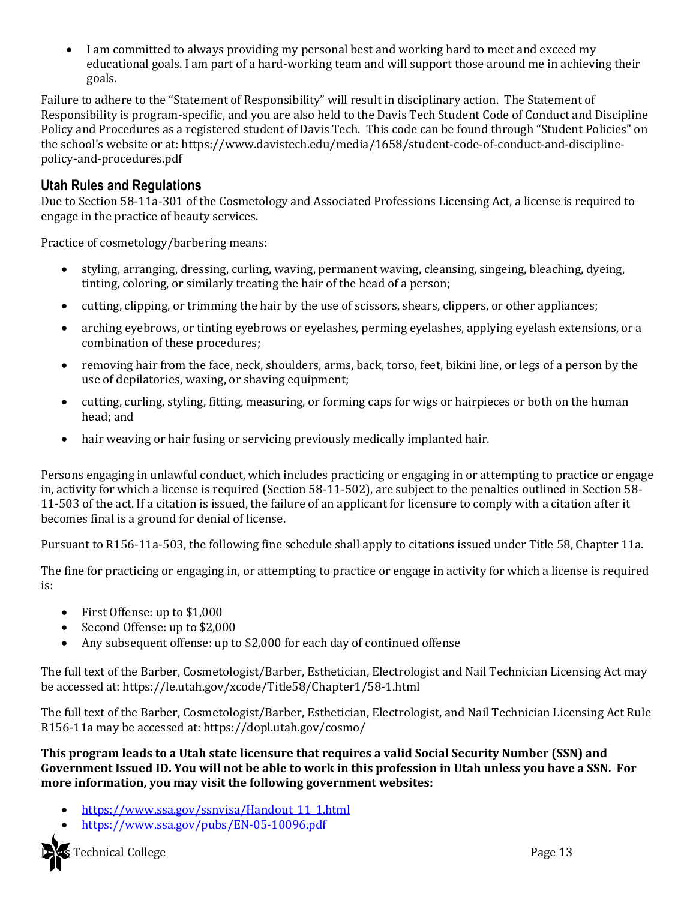- I am committed to always providing my personal best and working hard to meet and exceed my educational goals. I am part of a hard-working team and will support those around me in achieving their goals.

Failure to adhere to the "Statement of Responsibility" will result in disciplinary action. The Statement of Responsibility is program-specific, and you are also held to the Davis Tech Student Code of Conduct and Discipline Policy and Procedures as a registered student of Davis Tech. This code can be found through "Student Policies" on the school's website or at: https://www.davistech.edu/media/1658/student-code-of-conduct-and-discipline-policy-and-procedures.pdf

## Utah Rules and Regulations

Due to Section 58-11a-301 of the Cosmetology and Associated Professions Licensing Act, a license is required to engage in the practice of beauty services.

Practice of cosmetology/barbering means:

- styling, arranging, dressing, curling, waving, permanent waving, cleansing, singeing, bleaching, dyeing, tinting, coloring, or similarly treating the hair of the head of a person;
- cutting, clipping, or trimming the hair by the use of scissors, shears, clippers, or other appliances;
- arching eyebrows, or tinting eyebrows or eyelashes, perming eyelashes, applying eyelash extensions, or a combination of these procedures;
- removing hair from the face, neck, shoulders, arms, back, torso, feet, bikini line, or legs of a person by the use of depilatories, waxing, or shaving equipment;
- cutting, curling, styling, fitting, measuring, or forming caps for wigs or hairpieces or both on the human head; and
- hair weaving or hair fusing or servicing previously medically implanted hair.

Persons engaging in unlawful conduct, which includes practicing or engaging in or attempting to practice or engage in, activity for which a license is required (Section 58-11-502), are subject to the penalties outlined in Section 58-11-503 of the act. If a citation is issued, the failure of an applicant for licensure to comply with a citation after it becomes final is a ground for denial of license.

Pursuant to R156-11a-503, the following fine schedule shall apply to citations issued under Title 58, Chapter 11a.

The fine for practicing or engaging in, or attempting to practice or engage in activity for which a license is required is:

- First Offense: up to $1,000
- Second Offense: up to $2,000
- Any subsequent offense: up to $2,000 for each day of continued offense

The full text of the Barber, Cosmetologist/Barber, Esthetician, Electrologist and Nail Technician Licensing Act may be accessed at: https://le.utah.gov/xcode/Title58/Chapter1/58-1.html

The full text of the Barber, Cosmetologist/Barber, Esthetician, Electrologist, and Nail Technician Licensing Act Rule R156-11a may be accessed at: https://dopl.utah.gov/cosmo/

**This program leads to a Utah state licensure that requires a valid Social Security Number (SSN) and Government Issued ID. You will not be able to work in this profession in Utah unless you have a SSN. For more information, you may visit the following government websites:**

- https://www.ssa.gov/ssnvisa/Handout_11_1.html
- https://www.ssa.gov/pubs/EN-05-10096.pdf